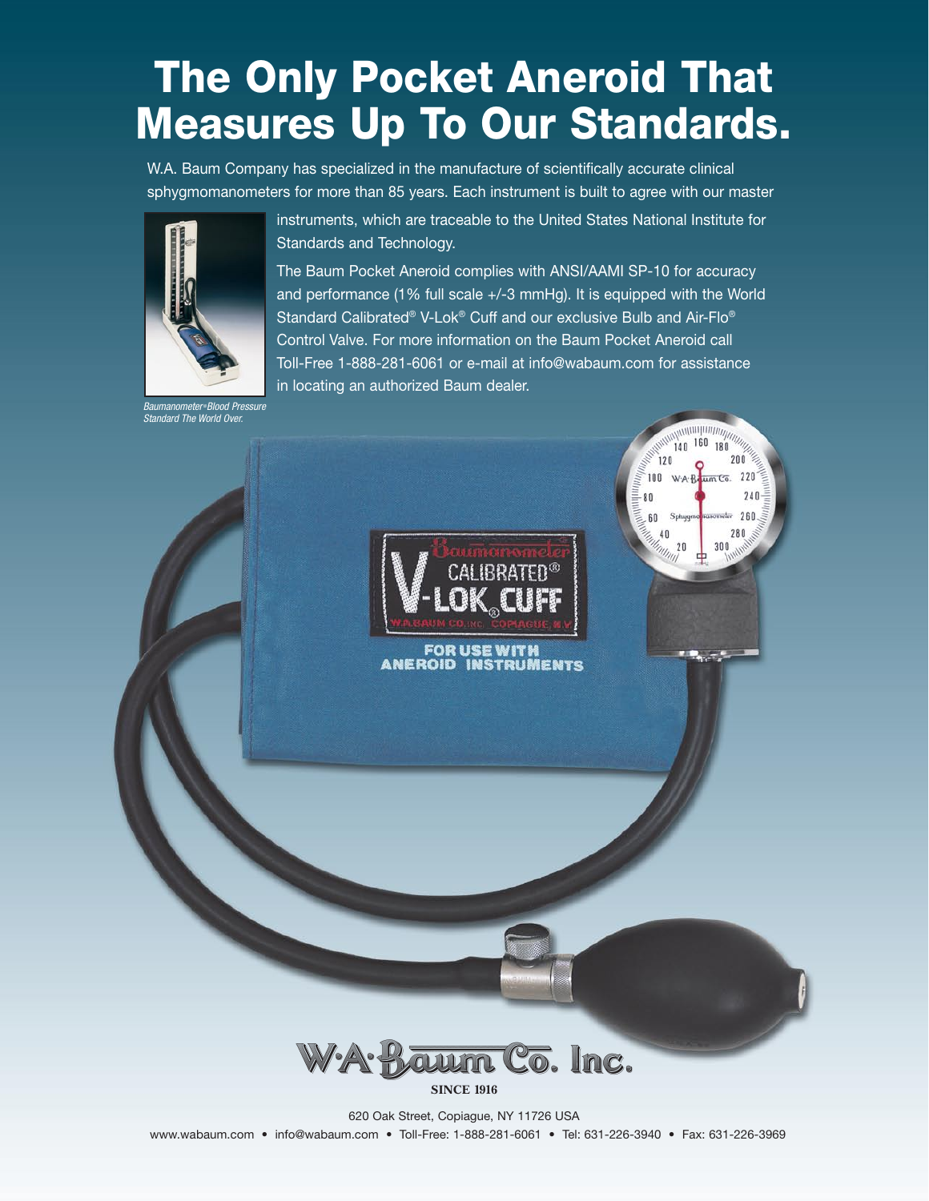# The Only Pocket Aneroid That Measures Up To Our Standards.

W.A. Baum Company has specialized in the manufacture of scientifically accurate clinical sphygmomanometers for more than 85 years. Each instrument is built to agree with our master instruments, which are traceable to the United States National Institute for Standards and Technology.

The Baum Pocket Aneroid complies with ANSI/AAMI SP-10 for accuracy and performance (1% full scale +/-3 mmHg). It is equipped with the World Standard Calibrated® V-Lok® Cuff and our exclusive Bulb and Air-Flo® Control Valve. For more information on the Baum Pocket Aneroid call Toll-Free 1-888-281-6061 or e-mail at info@wabaum.com for assistance in locating an authorized Baum dealer.

*Baumanometer® Blood Pressure Standard The World Over.*

W·A·Baum Co. Inc.

SINCE 1916

620 Oak Street, Copiague, NY 11726 USA

www.wabaum.com • info@wabaum.com • Toll-Free: 1-888-281-6061 • Tel: 631-226-3940 • Fax: 631-226-3969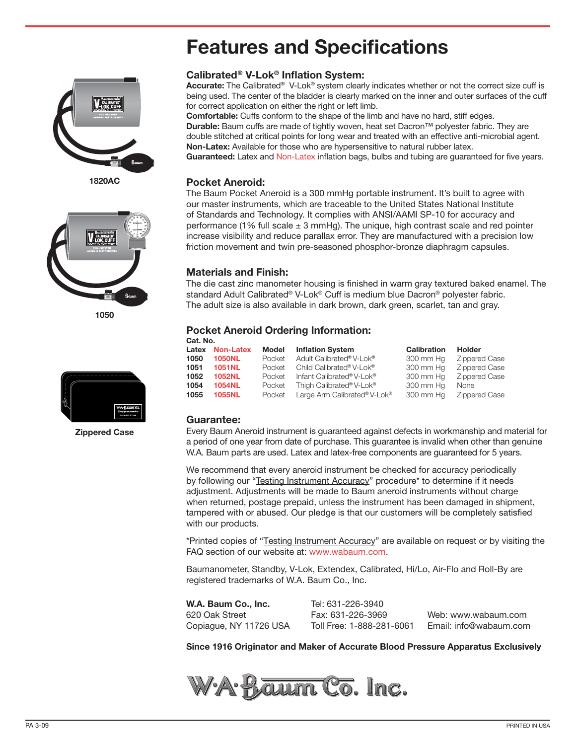# Features and Specifications

1820AC

1050

Zippered Case

## Calibrated® V-Lok® Inflation System:

**Accurate:** The Calibrated® V-Lok® system clearly indicates whether or not the correct size cuff is being used. The center of the bladder is clearly marked on the inner and outer surfaces of the cuff for correct application on either the right or left limb.

**Comfortable:** Cuffs conform to the shape of the limb and have no hard, stiff edges.

**Durable:** Baum cuffs are made of tightly woven, heat set Dacron™ polyester fabric. They are double stitched at critical points for long wear and treated with an effective anti-microbial agent.

**Non-Latex:** Available for those who are hypersensitive to natural rubber latex.

**Guaranteed:** Latex and Non-Latex inflation bags, bulbs and tubing are guaranteed for five years.

## Pocket Aneroid:

The Baum Pocket Aneroid is a 300 mmHg portable instrument. It's built to agree with our master instruments, which are traceable to the United States National Institute of Standards and Technology. It complies with ANSI/AAMI SP-10 for accuracy and performance (1% full scale ± 3 mmHg). The unique, high contrast scale and red pointer increase visibility and reduce parallax error. They are manufactured with a precision low friction movement and twin pre-seasoned phosphor-bronze diaphragm capsules.

## Materials and Finish:

The die cast zinc manometer housing is finished in warm gray textured baked enamel. The standard Adult Calibrated® V-Lok® Cuff is medium blue Dacron® polyester fabric. The adult size is also available in dark brown, dark green, scarlet, tan and gray.

## Pocket Aneroid Ordering Information:

| Cat. No. | | | | | |
|---|---|---|---|---|---|
| **Latex** | **Non-Latex** | **Model** | **Inflation System** | **Calibration** | **Holder** |
| **1050** | **1050NL** | Pocket | Adult Calibrated® V-Lok® | 300 mm Hg | Zippered Case |
| **1051** | **1051NL** | Pocket | Child Calibrated® V-Lok® | 300 mm Hg | Zippered Case |
| **1052** | **1052NL** | Pocket | Infant Calibrated® V-Lok® | 300 mm Hg | Zippered Case |
| **1054** | **1054NL** | Pocket | Thigh Calibrated® V-Lok® | 300 mm Hg | None |
| **1055** | **1055NL** | Pocket | Large Arm Calibrated® V-Lok® | 300 mm Hg | Zippered Case |

## Guarantee:

Every Baum Aneroid instrument is guaranteed against defects in workmanship and material for a period of one year from date of purchase. This guarantee is invalid when other than genuine W.A. Baum parts are used. Latex and latex-free components are guaranteed for 5 years.

We recommend that every aneroid instrument be checked for accuracy periodically by following our "Testing Instrument Accuracy" procedure* to determine if it needs adjustment. Adjustments will be made to Baum aneroid instruments without charge when returned, postage prepaid, unless the instrument has been damaged in shipment, tampered with or abused. Our pledge is that our customers will be completely satisfied with our products.

*Printed copies of "Testing Instrument Accuracy" are available on request or by visiting the FAQ section of our website at: www.wabaum.com.

Baumanometer, Standby, V-Lok, Extendex, Calibrated, Hi/Lo, Air-Flo and Roll-By are registered trademarks of W.A. Baum Co., Inc.

**W.A. Baum Co., Inc.**
620 Oak Street
Copiague, NY 11726 USA

Tel: 631-226-3940
Fax: 631-226-3969
Toll Free: 1-888-281-6061

Web: www.wabaum.com
Email: info@wabaum.com

**Since 1916 Originator and Maker of Accurate Blood Pressure Apparatus Exclusively**

W·A·Baum Co. Inc.

PA 3-09

PRINTED IN USA